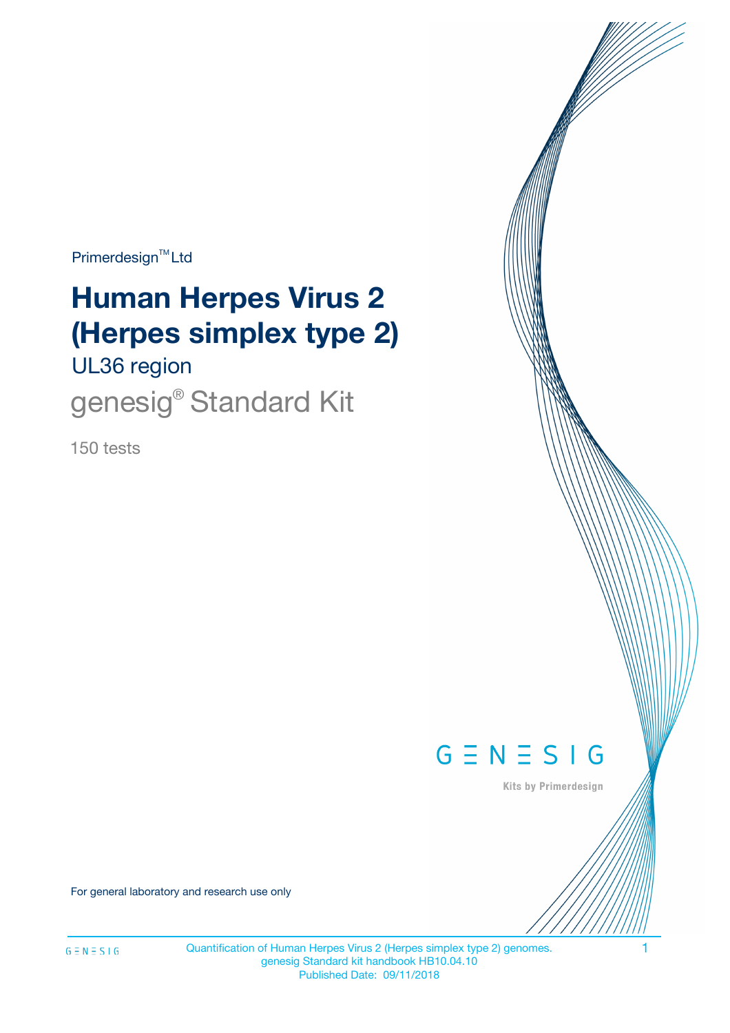Primerdesign™ Ltd

# Human Herpes Virus 2 (Herpes simplex type 2)

## UL36 region

## genesig® Standard Kit

150 tests

GENESIG

Kits by Primerdesign

For general laboratory and research use only

Quantification of Human Herpes Virus 2 (Herpes simplex type 2) genomes.
genesig Standard kit handbook HB10.04.10
Published Date: 09/11/2018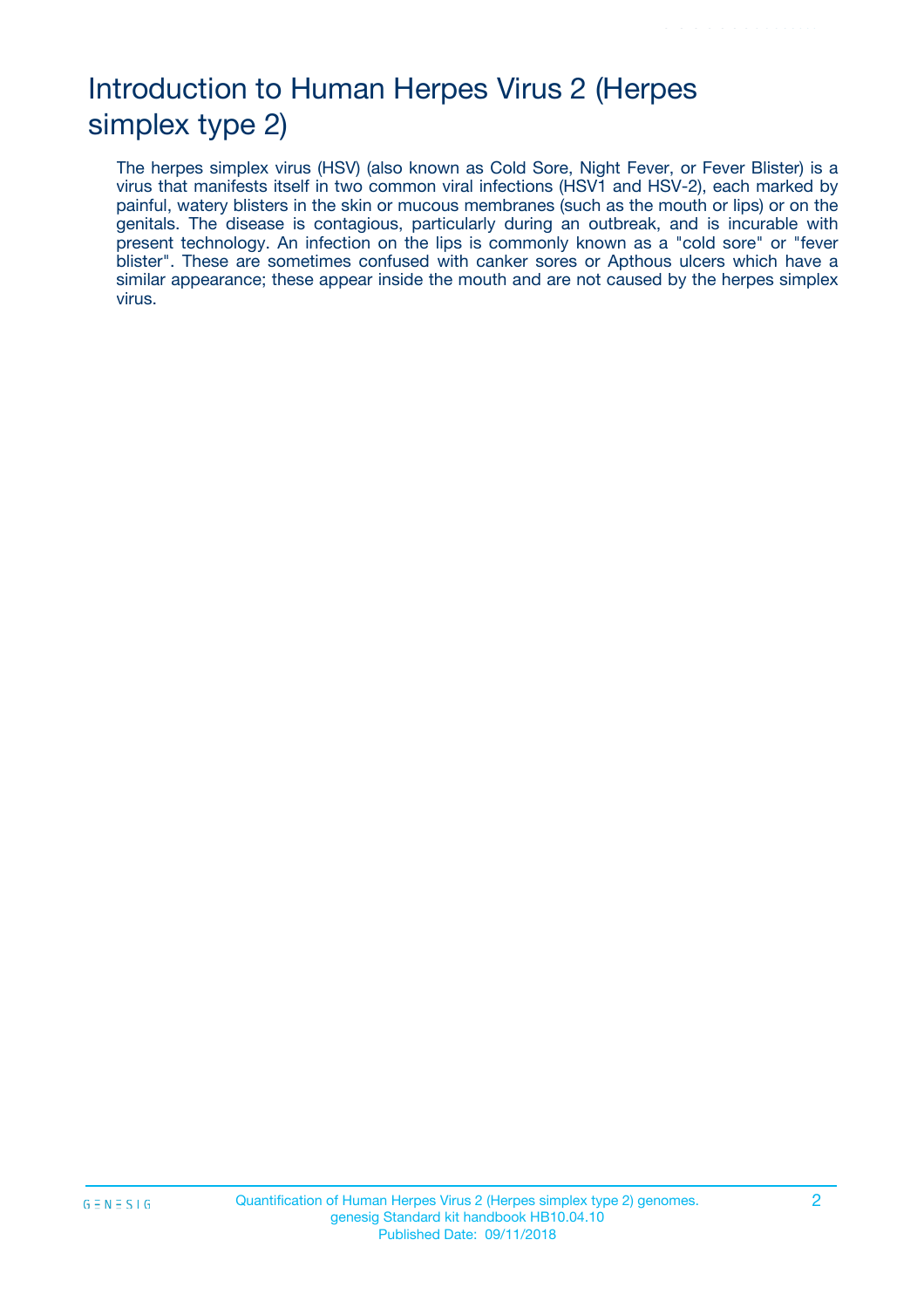# Introduction to Human Herpes Virus 2 (Herpes simplex type 2)

The herpes simplex virus (HSV) (also known as Cold Sore, Night Fever, or Fever Blister) is a virus that manifests itself in two common viral infections (HSV1 and HSV-2), each marked by painful, watery blisters in the skin or mucous membranes (such as the mouth or lips) or on the genitals. The disease is contagious, particularly during an outbreak, and is incurable with present technology. An infection on the lips is commonly known as a "cold sore" or "fever blister". These are sometimes confused with canker sores or Apthous ulcers which have a similar appearance; these appear inside the mouth and are not caused by the herpes simplex virus.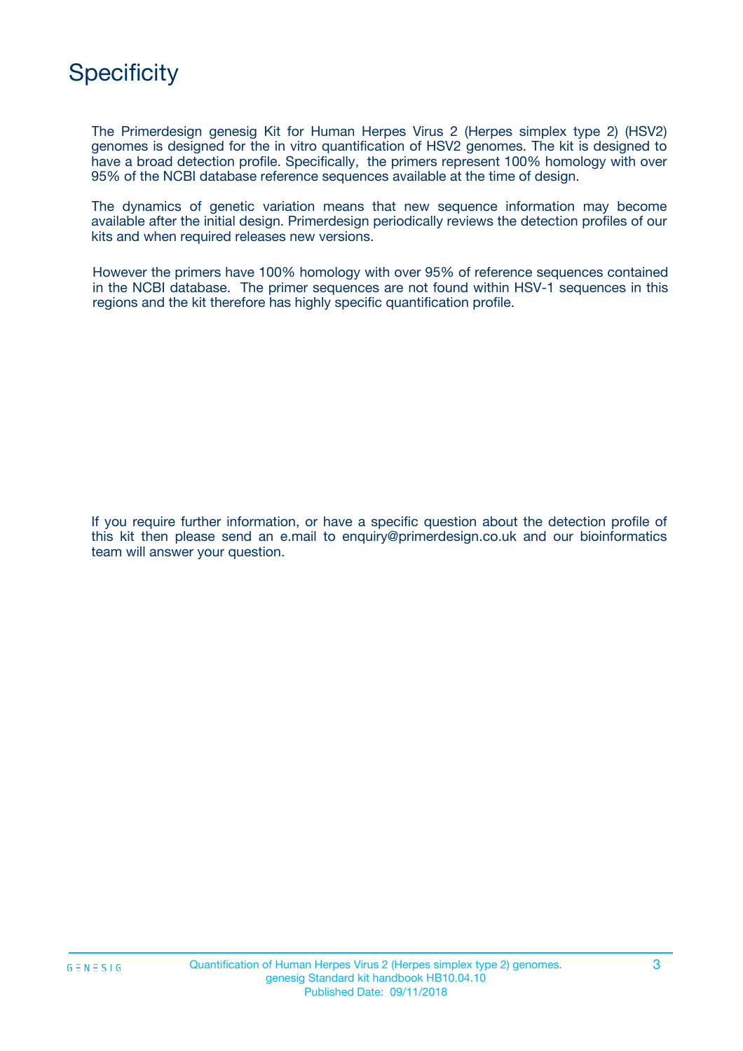# Specificity

The Primerdesign genesig Kit for Human Herpes Virus 2 (Herpes simplex type 2) (HSV2) genomes is designed for the in vitro quantification of HSV2 genomes. The kit is designed to have a broad detection profile. Specifically, the primers represent 100% homology with over 95% of the NCBI database reference sequences available at the time of design.

The dynamics of genetic variation means that new sequence information may become available after the initial design. Primerdesign periodically reviews the detection profiles of our kits and when required releases new versions.

However the primers have 100% homology with over 95% of reference sequences contained in the NCBI database. The primer sequences are not found within HSV-1 sequences in this regions and the kit therefore has highly specific quantification profile.

If you require further information, or have a specific question about the detection profile of this kit then please send an e.mail to enquiry@primerdesign.co.uk and our bioinformatics team will answer your question.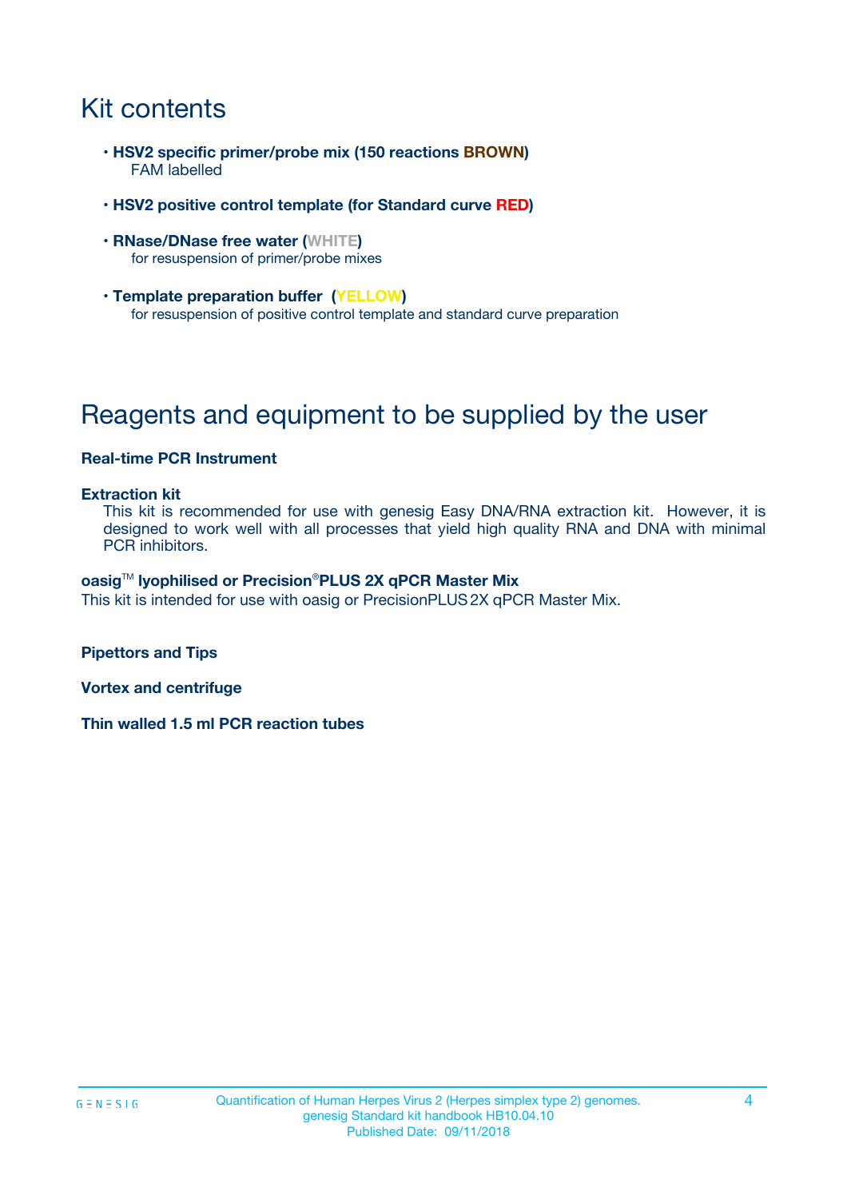# Kit contents

- **HSV2 specific primer/probe mix (150 reactions BROWN)**
  FAM labelled

- **HSV2 positive control template (for Standard curve RED)**

- **RNase/DNase free water (WHITE)**
  for resuspension of primer/probe mixes

- **Template preparation buffer (YELLOW)**
  for resuspension of positive control template and standard curve preparation

# Reagents and equipment to be supplied by the user

**Real-time PCR Instrument**

**Extraction kit**

This kit is recommended for use with genesig Easy DNA/RNA extraction kit. However, it is designed to work well with all processes that yield high quality RNA and DNA with minimal PCR inhibitors.

**oasig™ lyophilised or Precision®PLUS 2X qPCR Master Mix**

This kit is intended for use with oasig or PrecisionPLUS 2X qPCR Master Mix.

**Pipettors and Tips**

**Vortex and centrifuge**

**Thin walled 1.5 ml PCR reaction tubes**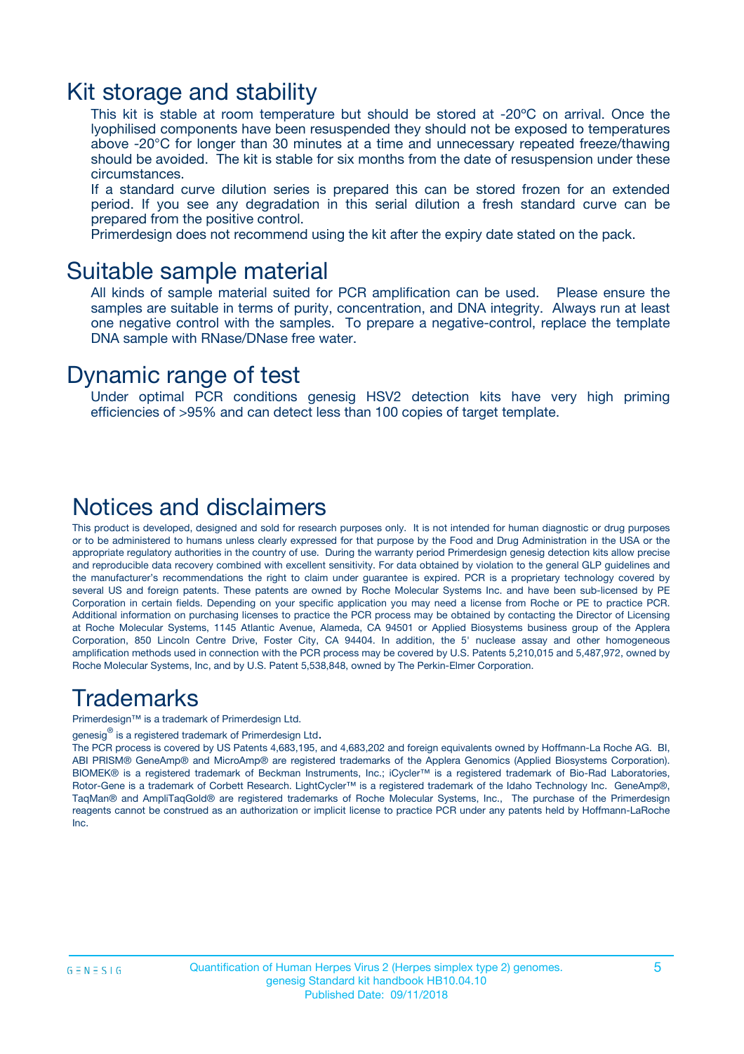## Kit storage and stability

This kit is stable at room temperature but should be stored at -20ºC on arrival. Once the lyophilised components have been resuspended they should not be exposed to temperatures above -20°C for longer than 30 minutes at a time and unnecessary repeated freeze/thawing should be avoided. The kit is stable for six months from the date of resuspension under these circumstances.

If a standard curve dilution series is prepared this can be stored frozen for an extended period. If you see any degradation in this serial dilution a fresh standard curve can be prepared from the positive control.

Primerdesign does not recommend using the kit after the expiry date stated on the pack.

## Suitable sample material

All kinds of sample material suited for PCR amplification can be used. Please ensure the samples are suitable in terms of purity, concentration, and DNA integrity. Always run at least one negative control with the samples. To prepare a negative-control, replace the template DNA sample with RNase/DNase free water.

## Dynamic range of test

Under optimal PCR conditions genesig HSV2 detection kits have very high priming efficiencies of >95% and can detect less than 100 copies of target template.

## Notices and disclaimers

This product is developed, designed and sold for research purposes only. It is not intended for human diagnostic or drug purposes or to be administered to humans unless clearly expressed for that purpose by the Food and Drug Administration in the USA or the appropriate regulatory authorities in the country of use. During the warranty period Primerdesign genesig detection kits allow precise and reproducible data recovery combined with excellent sensitivity. For data obtained by violation to the general GLP guidelines and the manufacturer's recommendations the right to claim under guarantee is expired. PCR is a proprietary technology covered by several US and foreign patents. These patents are owned by Roche Molecular Systems Inc. and have been sub-licensed by PE Corporation in certain fields. Depending on your specific application you may need a license from Roche or PE to practice PCR. Additional information on purchasing licenses to practice the PCR process may be obtained by contacting the Director of Licensing at Roche Molecular Systems, 1145 Atlantic Avenue, Alameda, CA 94501 or Applied Biosystems business group of the Applera Corporation, 850 Lincoln Centre Drive, Foster City, CA 94404. In addition, the 5' nuclease assay and other homogeneous amplification methods used in connection with the PCR process may be covered by U.S. Patents 5,210,015 and 5,487,972, owned by Roche Molecular Systems, Inc, and by U.S. Patent 5,538,848, owned by The Perkin-Elmer Corporation.

## Trademarks

Primerdesign™ is a trademark of Primerdesign Ltd.

genesig® is a registered trademark of Primerdesign Ltd.

The PCR process is covered by US Patents 4,683,195, and 4,683,202 and foreign equivalents owned by Hoffmann-La Roche AG. BI, ABI PRISM® GeneAmp® and MicroAmp® are registered trademarks of the Applera Genomics (Applied Biosystems Corporation). BIOMEK® is a registered trademark of Beckman Instruments, Inc.; iCycler™ is a registered trademark of Bio-Rad Laboratories, Rotor-Gene is a trademark of Corbett Research. LightCycler™ is a registered trademark of the Idaho Technology Inc. GeneAmp®, TaqMan® and AmpliTaqGold® are registered trademarks of Roche Molecular Systems, Inc., The purchase of the Primerdesign reagents cannot be construed as an authorization or implicit license to practice PCR under any patents held by Hoffmann-LaRoche Inc.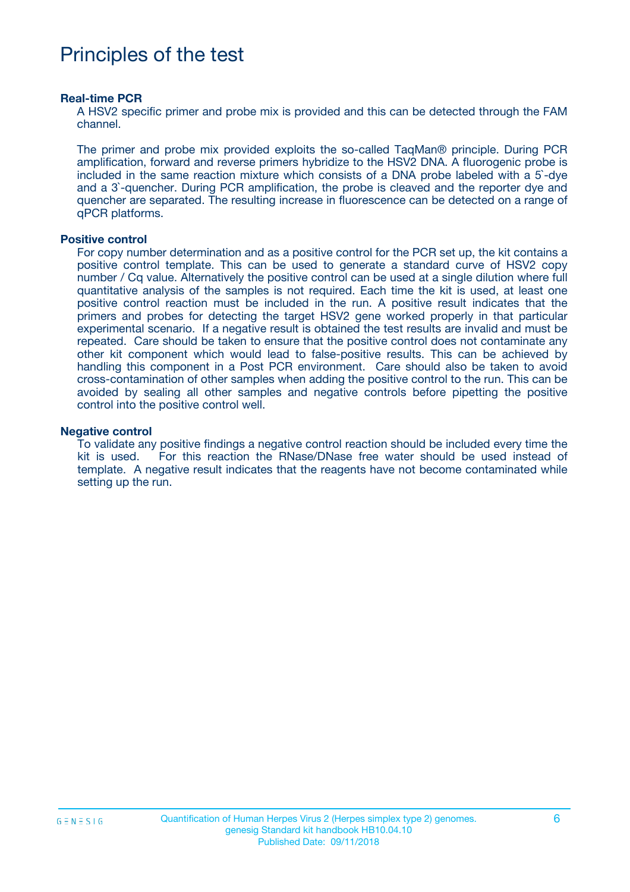# Principles of the test

### Real-time PCR

A HSV2 specific primer and probe mix is provided and this can be detected through the FAM channel.

The primer and probe mix provided exploits the so-called TaqMan® principle. During PCR amplification, forward and reverse primers hybridize to the HSV2 DNA. A fluorogenic probe is included in the same reaction mixture which consists of a DNA probe labeled with a 5`-dye and a 3`-quencher. During PCR amplification, the probe is cleaved and the reporter dye and quencher are separated. The resulting increase in fluorescence can be detected on a range of qPCR platforms.

### Positive control

For copy number determination and as a positive control for the PCR set up, the kit contains a positive control template. This can be used to generate a standard curve of HSV2 copy number / Cq value. Alternatively the positive control can be used at a single dilution where full quantitative analysis of the samples is not required. Each time the kit is used, at least one positive control reaction must be included in the run. A positive result indicates that the primers and probes for detecting the target HSV2 gene worked properly in that particular experimental scenario. If a negative result is obtained the test results are invalid and must be repeated. Care should be taken to ensure that the positive control does not contaminate any other kit component which would lead to false-positive results. This can be achieved by handling this component in a Post PCR environment. Care should also be taken to avoid cross-contamination of other samples when adding the positive control to the run. This can be avoided by sealing all other samples and negative controls before pipetting the positive control into the positive control well.

### Negative control

To validate any positive findings a negative control reaction should be included every time the kit is used. For this reaction the RNase/DNase free water should be used instead of template. A negative result indicates that the reagents have not become contaminated while setting up the run.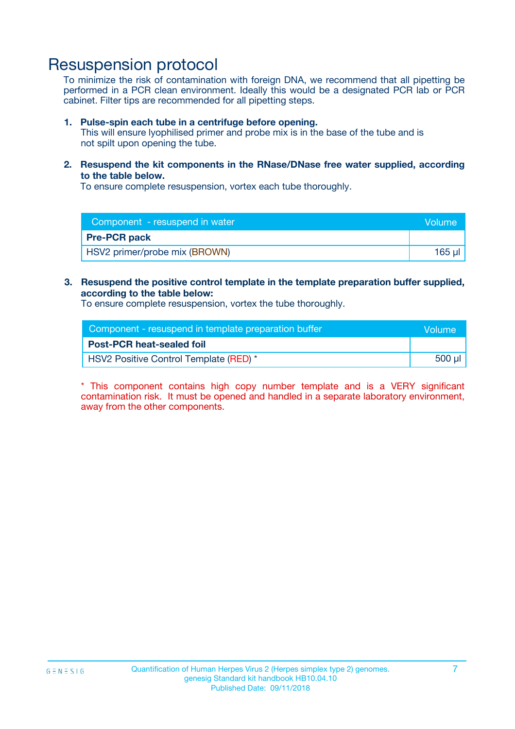# Resuspension protocol

To minimize the risk of contamination with foreign DNA, we recommend that all pipetting be performed in a PCR clean environment. Ideally this would be a designated PCR lab or PCR cabinet. Filter tips are recommended for all pipetting steps.

1. **Pulse-spin each tube in a centrifuge before opening.**
   This will ensure lyophilised primer and probe mix is in the base of the tube and is not spilt upon opening the tube.

2. **Resuspend the kit components in the RNase/DNase free water supplied, according to the table below.**
   To ensure complete resuspension, vortex each tube thoroughly.

| Component - resuspend in water | Volume |
|---|---|
| **Pre-PCR pack** | |
| HSV2 primer/probe mix (BROWN) | 165 µl |

3. **Resuspend the positive control template in the template preparation buffer supplied, according to the table below:**
   To ensure complete resuspension, vortex the tube thoroughly.

| Component - resuspend in template preparation buffer | Volume |
|---|---|
| **Post-PCR heat-sealed foil** | |
| HSV2 Positive Control Template (RED) * | 500 µl |

* This component contains high copy number template and is a VERY significant contamination risk. It must be opened and handled in a separate laboratory environment, away from the other components.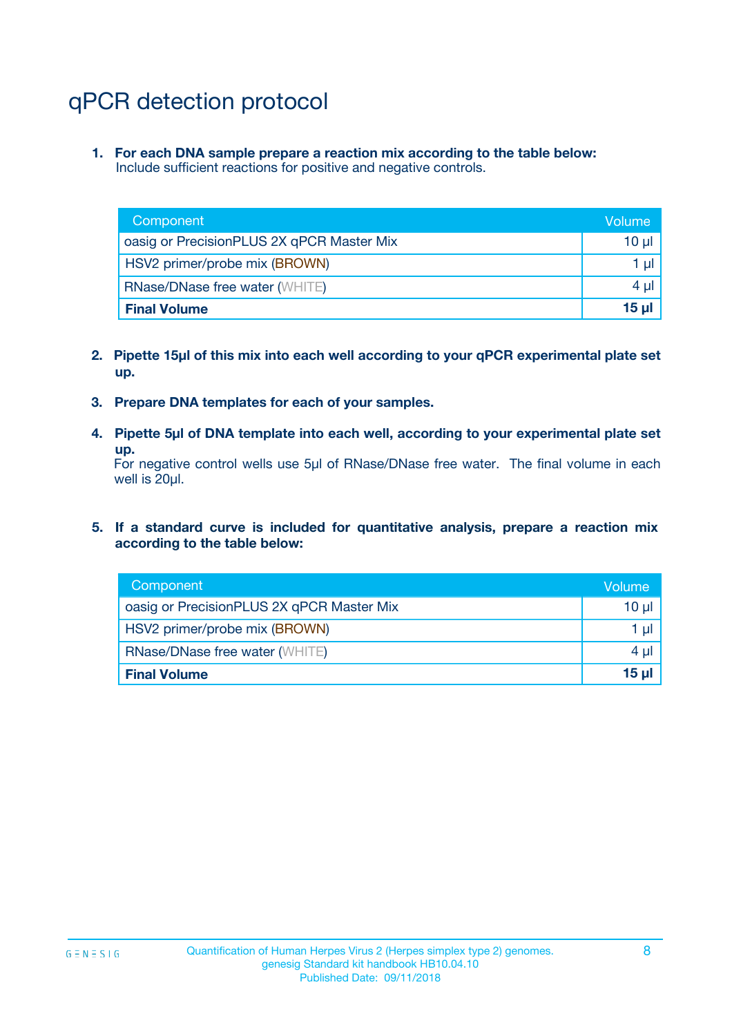# qPCR detection protocol

1. **For each DNA sample prepare a reaction mix according to the table below:**
   Include sufficient reactions for positive and negative controls.

| Component | Volume |
|---|---|
| oasig or PrecisionPLUS 2X qPCR Master Mix | 10 µl |
| HSV2 primer/probe mix (BROWN) | 1 µl |
| RNase/DNase free water (WHITE) | 4 µl |
| **Final Volume** | **15 µl** |

2. **Pipette 15µl of this mix into each well according to your qPCR experimental plate set up.**

3. **Prepare DNA templates for each of your samples.**

4. **Pipette 5µl of DNA template into each well, according to your experimental plate set up.**
   For negative control wells use 5µl of RNase/DNase free water. The final volume in each well is 20µl.

5. **If a standard curve is included for quantitative analysis, prepare a reaction mix according to the table below:**

| Component | Volume |
|---|---|
| oasig or PrecisionPLUS 2X qPCR Master Mix | 10 µl |
| HSV2 primer/probe mix (BROWN) | 1 µl |
| RNase/DNase free water (WHITE) | 4 µl |
| **Final Volume** | **15 µl** |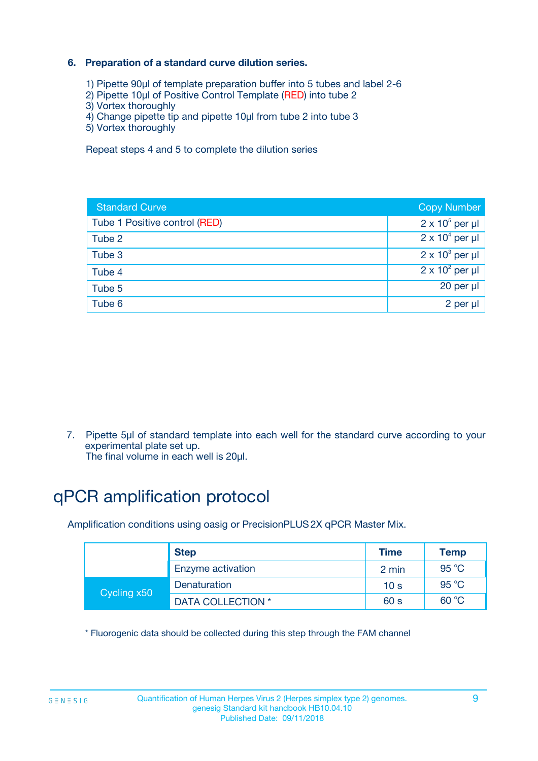### 6. Preparation of a standard curve dilution series.

1) Pipette 90µl of template preparation buffer into 5 tubes and label 2-6
2) Pipette 10µl of Positive Control Template (RED) into tube 2
3) Vortex thoroughly
4) Change pipette tip and pipette 10µl from tube 2 into tube 3
5) Vortex thoroughly

Repeat steps 4 and 5 to complete the dilution series

| Standard Curve | Copy Number |
|---|---|
| Tube 1 Positive control (RED) | $2 \times 10^5$ per µl |
| Tube 2 | $2 \times 10^4$ per µl |
| Tube 3 | $2 \times 10^3$ per µl |
| Tube 4 | $2 \times 10^2$ per µl |
| Tube 5 | 20 per µl |
| Tube 6 | 2 per µl |

7. Pipette 5µl of standard template into each well for the standard curve according to your experimental plate set up.
   The final volume in each well is 20µl.

# qPCR amplification protocol

Amplification conditions using oasig or PrecisionPLUS 2X qPCR Master Mix.

| | Step | Time | Temp |
|---|---|---|---|
| | Enzyme activation | 2 min | 95 °C |
| Cycling x50 | Denaturation | 10 s | 95 °C |
| | DATA COLLECTION * | 60 s | 60 °C |

* Fluorogenic data should be collected during this step through the FAM channel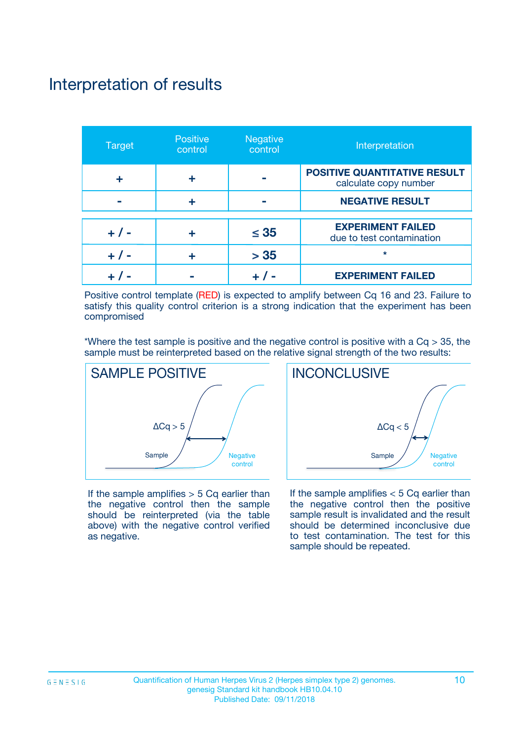# Interpretation of results

| Target | Positive control | Negative control | Interpretation |
|---|---|---|---|
| + | + | - | **POSITIVE QUANTITATIVE RESULT** calculate copy number |
| - | + | - | **NEGATIVE RESULT** |
| + / - | + | ≤ 35 | **EXPERIMENT FAILED** due to test contamination |
| + / - | + | > 35 | * |
| + / - | - | + / - | **EXPERIMENT FAILED** |

Positive control template (RED) is expected to amplify between Cq 16 and 23. Failure to satisfy this quality control criterion is a strong indication that the experiment has been compromised

*Where the test sample is positive and the negative control is positive with a Cq > 35, the sample must be reinterpreted based on the relative signal strength of the two results:

SAMPLE POSITIVE

ΔCq > 5

Sample

Negative control

If the sample amplifies > 5 Cq earlier than the negative control then the sample should be reinterpreted (via the table above) with the negative control verified as negative.

INCONCLUSIVE

ΔCq < 5

Sample

Negative control

If the sample amplifies < 5 Cq earlier than the negative control then the positive sample result is invalidated and the result should be determined inconclusive due to test contamination. The test for this sample should be repeated.